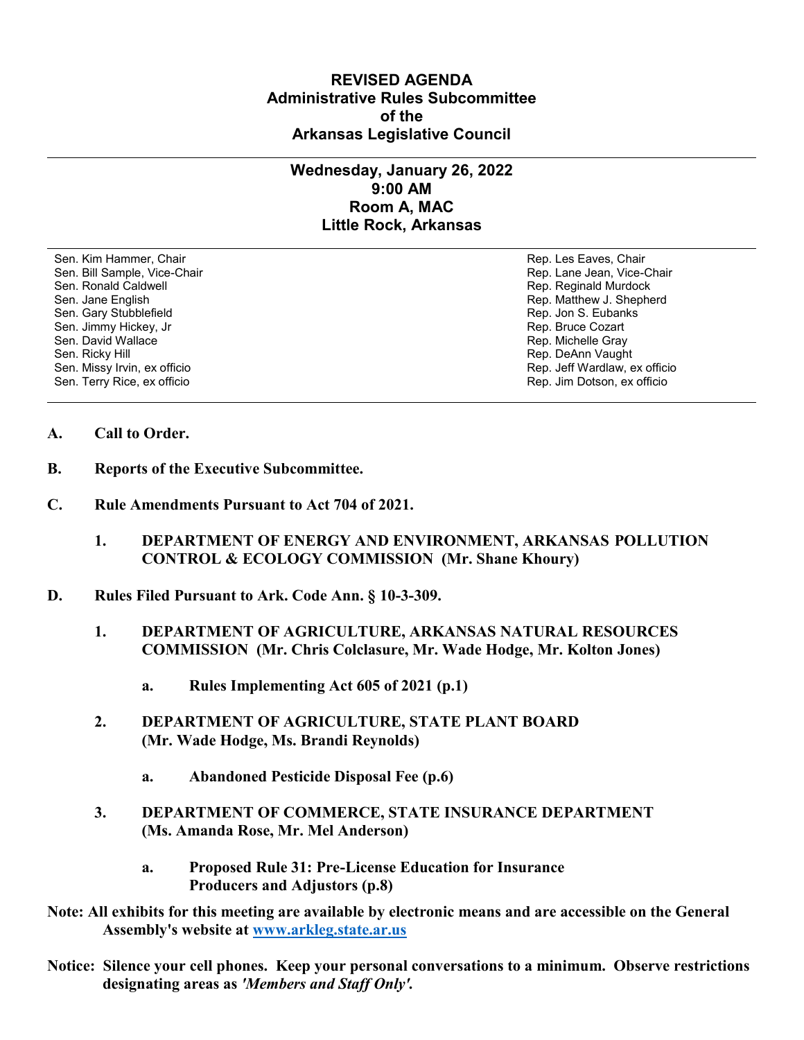# REVISED AGENDA
## Administrative Rules Subcommittee
## of the
## Arkansas Legislative Council

---

### Wednesday, January 26, 2022
### 9:00 AM
### Room A, MAC
### Little Rock, Arkansas

---

| | |
|---|---|
| Sen. Kim Hammer, Chair | Rep. Les Eaves, Chair |
| Sen. Bill Sample, Vice-Chair | Rep. Lane Jean, Vice-Chair |
| Sen. Ronald Caldwell | Rep. Reginald Murdock |
| Sen. Jane English | Rep. Matthew J. Shepherd |
| Sen. Gary Stubblefield | Rep. Jon S. Eubanks |
| Sen. Jimmy Hickey, Jr | Rep. Bruce Cozart |
| Sen. David Wallace | Rep. Michelle Gray |
| Sen. Ricky Hill | Rep. DeAnn Vaught |
| Sen. Missy Irvin, ex officio | Rep. Jeff Wardlaw, ex officio |
| Sen. Terry Rice, ex officio | Rep. Jim Dotson, ex officio |

---

**A. Call to Order.**

**B. Reports of the Executive Subcommittee.**

**C. Rule Amendments Pursuant to Act 704 of 2021.**

   **1. DEPARTMENT OF ENERGY AND ENVIRONMENT, ARKANSAS POLLUTION CONTROL & ECOLOGY COMMISSION (Mr. Shane Khoury)**

**D. Rules Filed Pursuant to Ark. Code Ann. § 10-3-309.**

   **1. DEPARTMENT OF AGRICULTURE, ARKANSAS NATURAL RESOURCES COMMISSION (Mr. Chris Colclasure, Mr. Wade Hodge, Mr. Kolton Jones)**

      **a. Rules Implementing Act 605 of 2021 (p.1)**

   **2. DEPARTMENT OF AGRICULTURE, STATE PLANT BOARD (Mr. Wade Hodge, Ms. Brandi Reynolds)**

      **a. Abandoned Pesticide Disposal Fee (p.6)**

   **3. DEPARTMENT OF COMMERCE, STATE INSURANCE DEPARTMENT (Ms. Amanda Rose, Mr. Mel Anderson)**

      **a. Proposed Rule 31: Pre-License Education for Insurance Producers and Adjustors (p.8)**

**Note: All exhibits for this meeting are available by electronic means and are accessible on the General Assembly's website at [www.arkleg.state.ar.us](www.arkleg.state.ar.us)**

**Notice: Silence your cell phones. Keep your personal conversations to a minimum. Observe restrictions designating areas as *'Members and Staff Only'*.**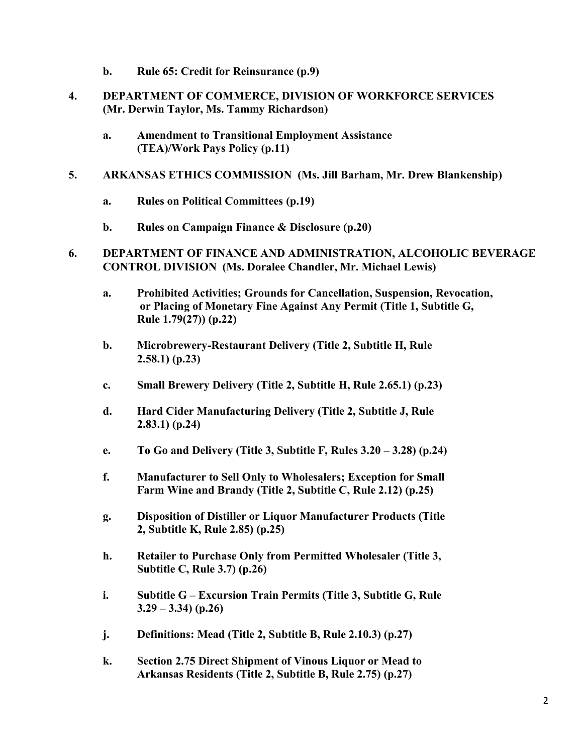b. **Rule 65: Credit for Reinsurance (p.9)**

4. **DEPARTMENT OF COMMERCE, DIVISION OF WORKFORCE SERVICES (Mr. Derwin Taylor, Ms. Tammy Richardson)**

   a. **Amendment to Transitional Employment Assistance (TEA)/Work Pays Policy (p.11)**

5. **ARKANSAS ETHICS COMMISSION (Ms. Jill Barham, Mr. Drew Blankenship)**

   a. **Rules on Political Committees (p.19)**

   b. **Rules on Campaign Finance & Disclosure (p.20)**

6. **DEPARTMENT OF FINANCE AND ADMINISTRATION, ALCOHOLIC BEVERAGE CONTROL DIVISION (Ms. Doralee Chandler, Mr. Michael Lewis)**

   a. **Prohibited Activities; Grounds for Cancellation, Suspension, Revocation, or Placing of Monetary Fine Against Any Permit (Title 1, Subtitle G, Rule 1.79(27)) (p.22)**

   b. **Microbrewery-Restaurant Delivery (Title 2, Subtitle H, Rule 2.58.1) (p.23)**

   c. **Small Brewery Delivery (Title 2, Subtitle H, Rule 2.65.1) (p.23)**

   d. **Hard Cider Manufacturing Delivery (Title 2, Subtitle J, Rule 2.83.1) (p.24)**

   e. **To Go and Delivery (Title 3, Subtitle F, Rules 3.20 – 3.28) (p.24)**

   f. **Manufacturer to Sell Only to Wholesalers; Exception for Small Farm Wine and Brandy (Title 2, Subtitle C, Rule 2.12) (p.25)**

   g. **Disposition of Distiller or Liquor Manufacturer Products (Title 2, Subtitle K, Rule 2.85) (p.25)**

   h. **Retailer to Purchase Only from Permitted Wholesaler (Title 3, Subtitle C, Rule 3.7) (p.26)**

   i. **Subtitle G – Excursion Train Permits (Title 3, Subtitle G, Rule 3.29 – 3.34) (p.26)**

   j. **Definitions: Mead (Title 2, Subtitle B, Rule 2.10.3) (p.27)**

   k. **Section 2.75 Direct Shipment of Vinous Liquor or Mead to Arkansas Residents (Title 2, Subtitle B, Rule 2.75) (p.27)**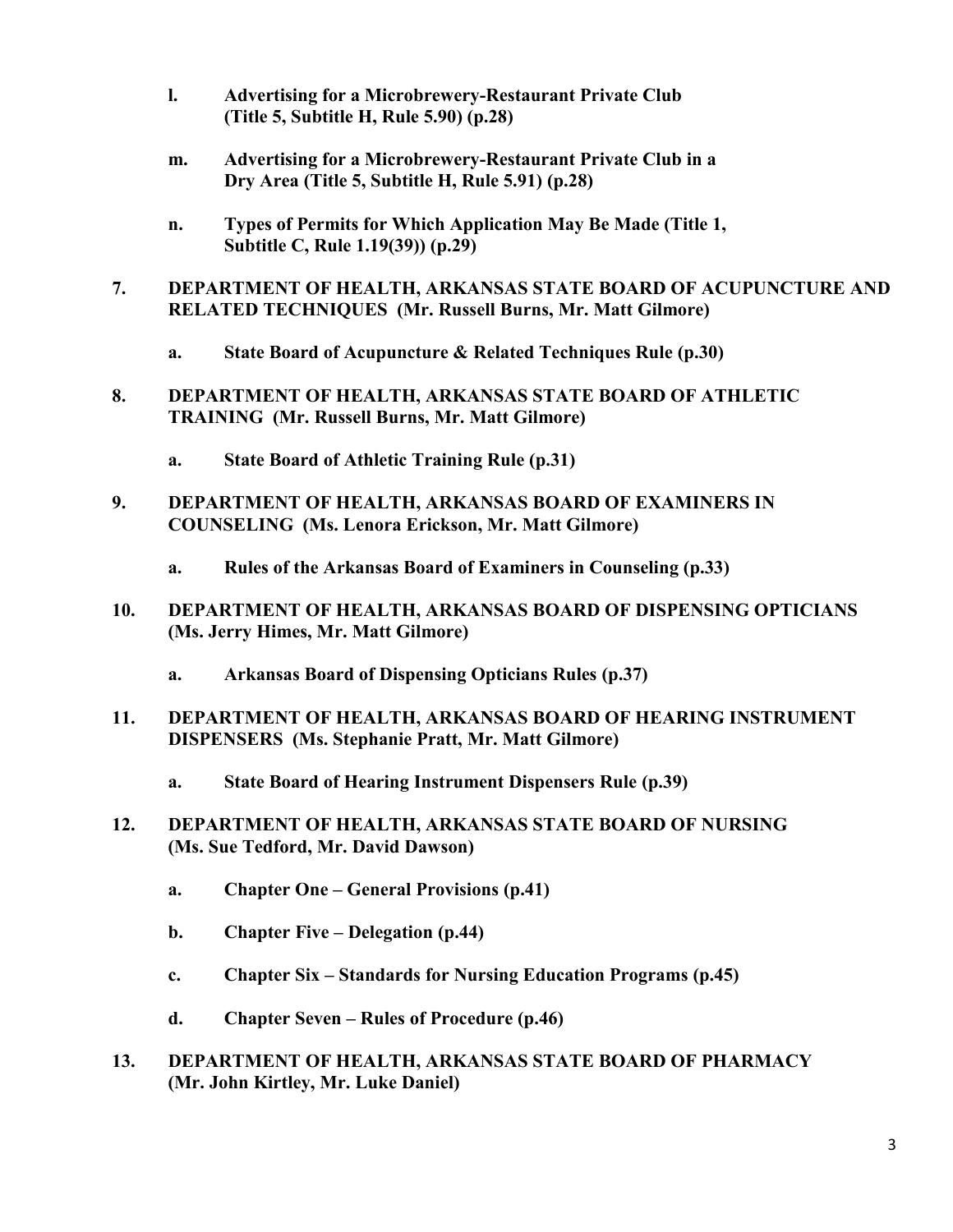- **l. Advertising for a Microbrewery-Restaurant Private Club (Title 5, Subtitle H, Rule 5.90) (p.28)**

- **m. Advertising for a Microbrewery-Restaurant Private Club in a Dry Area (Title 5, Subtitle H, Rule 5.91) (p.28)**

- **n. Types of Permits for Which Application May Be Made (Title 1, Subtitle C, Rule 1.19(39)) (p.29)**

**7. DEPARTMENT OF HEALTH, ARKANSAS STATE BOARD OF ACUPUNCTURE AND RELATED TECHNIQUES (Mr. Russell Burns, Mr. Matt Gilmore)**

- **a. State Board of Acupuncture & Related Techniques Rule (p.30)**

**8. DEPARTMENT OF HEALTH, ARKANSAS STATE BOARD OF ATHLETIC TRAINING (Mr. Russell Burns, Mr. Matt Gilmore)**

- **a. State Board of Athletic Training Rule (p.31)**

**9. DEPARTMENT OF HEALTH, ARKANSAS BOARD OF EXAMINERS IN COUNSELING (Ms. Lenora Erickson, Mr. Matt Gilmore)**

- **a. Rules of the Arkansas Board of Examiners in Counseling (p.33)**

**10. DEPARTMENT OF HEALTH, ARKANSAS BOARD OF DISPENSING OPTICIANS (Ms. Jerry Himes, Mr. Matt Gilmore)**

- **a. Arkansas Board of Dispensing Opticians Rules (p.37)**

**11. DEPARTMENT OF HEALTH, ARKANSAS BOARD OF HEARING INSTRUMENT DISPENSERS (Ms. Stephanie Pratt, Mr. Matt Gilmore)**

- **a. State Board of Hearing Instrument Dispensers Rule (p.39)**

**12. DEPARTMENT OF HEALTH, ARKANSAS STATE BOARD OF NURSING (Ms. Sue Tedford, Mr. David Dawson)**

- **a. Chapter One – General Provisions (p.41)**

- **b. Chapter Five – Delegation (p.44)**

- **c. Chapter Six – Standards for Nursing Education Programs (p.45)**

- **d. Chapter Seven – Rules of Procedure (p.46)**

**13. DEPARTMENT OF HEALTH, ARKANSAS STATE BOARD OF PHARMACY (Mr. John Kirtley, Mr. Luke Daniel)**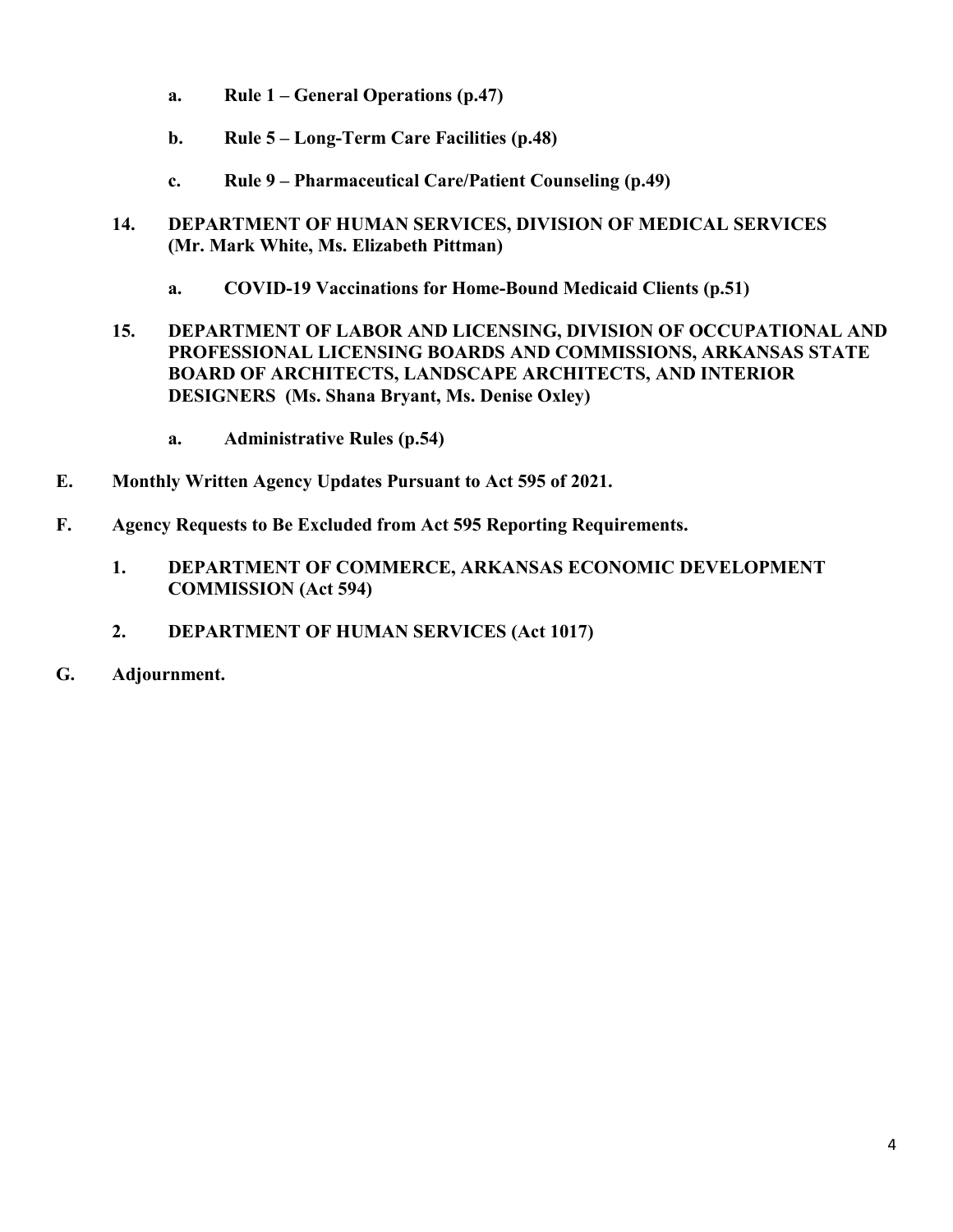- **a. Rule 1 – General Operations (p.47)**
   - **b. Rule 5 – Long-Term Care Facilities (p.48)**
   - **c. Rule 9 – Pharmaceutical Care/Patient Counseling (p.49)**

14. **DEPARTMENT OF HUMAN SERVICES, DIVISION OF MEDICAL SERVICES (Mr. Mark White, Ms. Elizabeth Pittman)**

    - **a. COVID-19 Vaccinations for Home-Bound Medicaid Clients (p.51)**

15. **DEPARTMENT OF LABOR AND LICENSING, DIVISION OF OCCUPATIONAL AND PROFESSIONAL LICENSING BOARDS AND COMMISSIONS, ARKANSAS STATE BOARD OF ARCHITECTS, LANDSCAPE ARCHITECTS, AND INTERIOR DESIGNERS (Ms. Shana Bryant, Ms. Denise Oxley)**

    - **a. Administrative Rules (p.54)**

**E. Monthly Written Agency Updates Pursuant to Act 595 of 2021.**

**F. Agency Requests to Be Excluded from Act 595 Reporting Requirements.**

1. **DEPARTMENT OF COMMERCE, ARKANSAS ECONOMIC DEVELOPMENT COMMISSION (Act 594)**

2. **DEPARTMENT OF HUMAN SERVICES (Act 1017)**

**G. Adjournment.**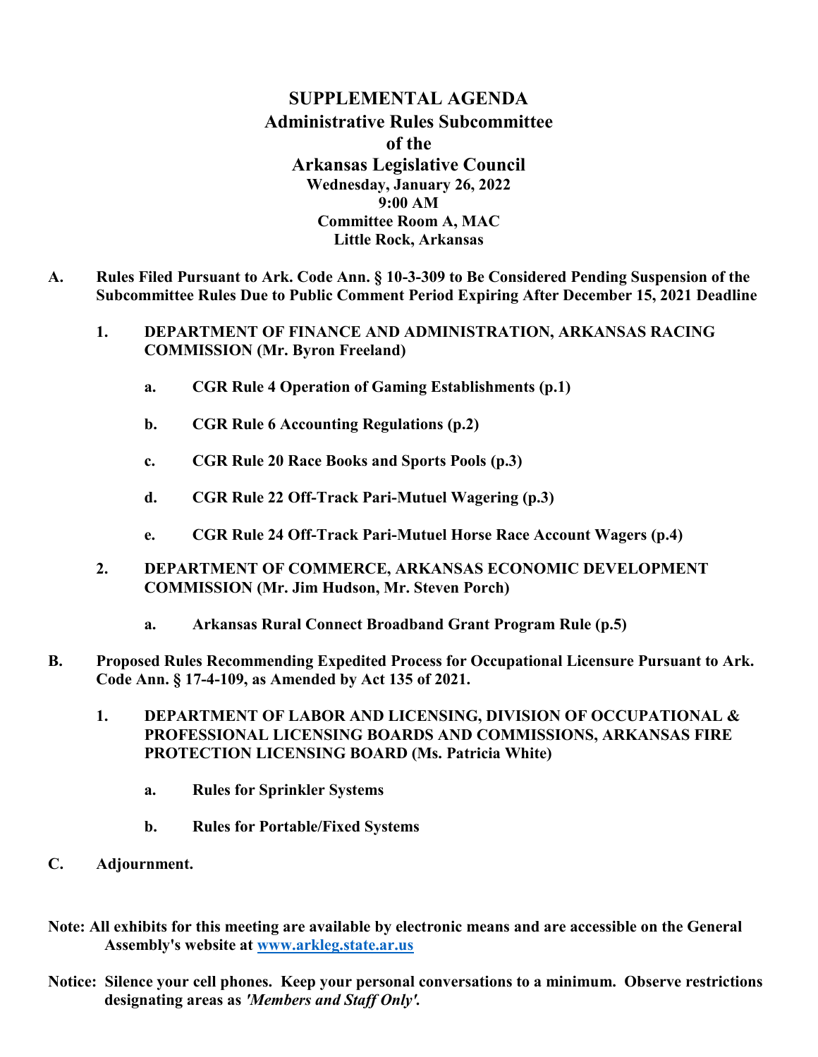# SUPPLEMENTAL AGENDA

## Administrative Rules Subcommittee of the Arkansas Legislative Council

**Wednesday, January 26, 2022**
**9:00 AM**
**Committee Room A, MAC**
**Little Rock, Arkansas**

**A. Rules Filed Pursuant to Ark. Code Ann. § 10-3-309 to Be Considered Pending Suspension of the Subcommittee Rules Due to Public Comment Period Expiring After December 15, 2021 Deadline**

**1. DEPARTMENT OF FINANCE AND ADMINISTRATION, ARKANSAS RACING COMMISSION (Mr. Byron Freeland)**

**a. CGR Rule 4 Operation of Gaming Establishments (p.1)**

**b. CGR Rule 6 Accounting Regulations (p.2)**

**c. CGR Rule 20 Race Books and Sports Pools (p.3)**

**d. CGR Rule 22 Off-Track Pari-Mutuel Wagering (p.3)**

**e. CGR Rule 24 Off-Track Pari-Mutuel Horse Race Account Wagers (p.4)**

**2. DEPARTMENT OF COMMERCE, ARKANSAS ECONOMIC DEVELOPMENT COMMISSION (Mr. Jim Hudson, Mr. Steven Porch)**

**a. Arkansas Rural Connect Broadband Grant Program Rule (p.5)**

**B. Proposed Rules Recommending Expedited Process for Occupational Licensure Pursuant to Ark. Code Ann. § 17-4-109, as Amended by Act 135 of 2021.**

**1. DEPARTMENT OF LABOR AND LICENSING, DIVISION OF OCCUPATIONAL & PROFESSIONAL LICENSING BOARDS AND COMMISSIONS, ARKANSAS FIRE PROTECTION LICENSING BOARD (Ms. Patricia White)**

**a. Rules for Sprinkler Systems**

**b. Rules for Portable/Fixed Systems**

**C. Adjournment.**

**Note: All exhibits for this meeting are available by electronic means and are accessible on the General Assembly's website at www.arkleg.state.ar.us**

**Notice: Silence your cell phones. Keep your personal conversations to a minimum. Observe restrictions designating areas as *'Members and Staff Only'*.**